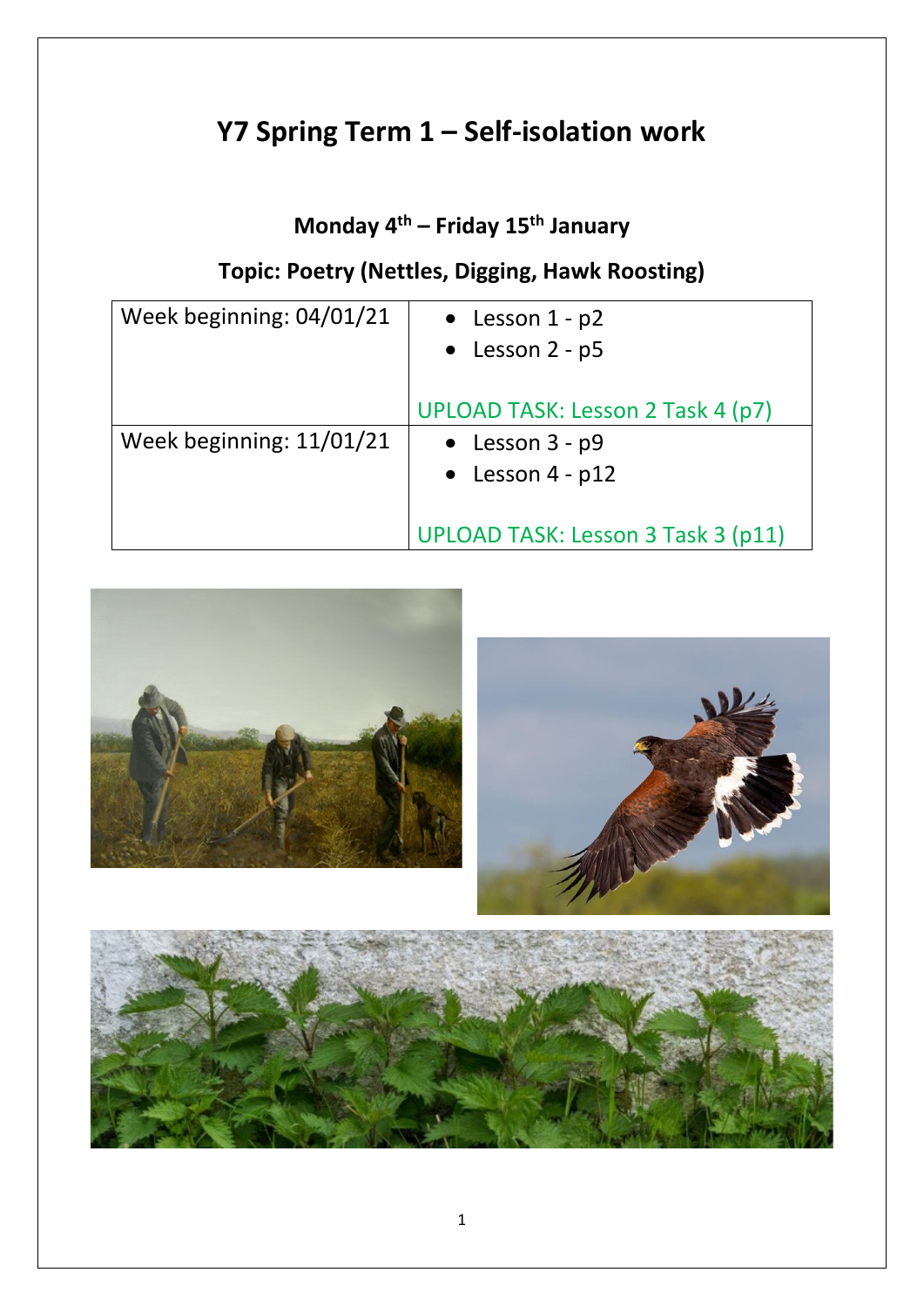# Y7 Spring Term 1 – Self-isolation work

### Monday 4th – Friday 15th January

### Topic: Poetry (Nettles, Digging, Hawk Roosting)

| Week beginning: 04/01/21 | • Lesson 1 - p2<br>• Lesson 2 - p5<br><br>UPLOAD TASK: Lesson 2 Task 4 (p7) |
|---|---|
| Week beginning: 11/01/21 | • Lesson 3 - p9<br>• Lesson 4 - p12<br><br>UPLOAD TASK: Lesson 3 Task 3 (p11) |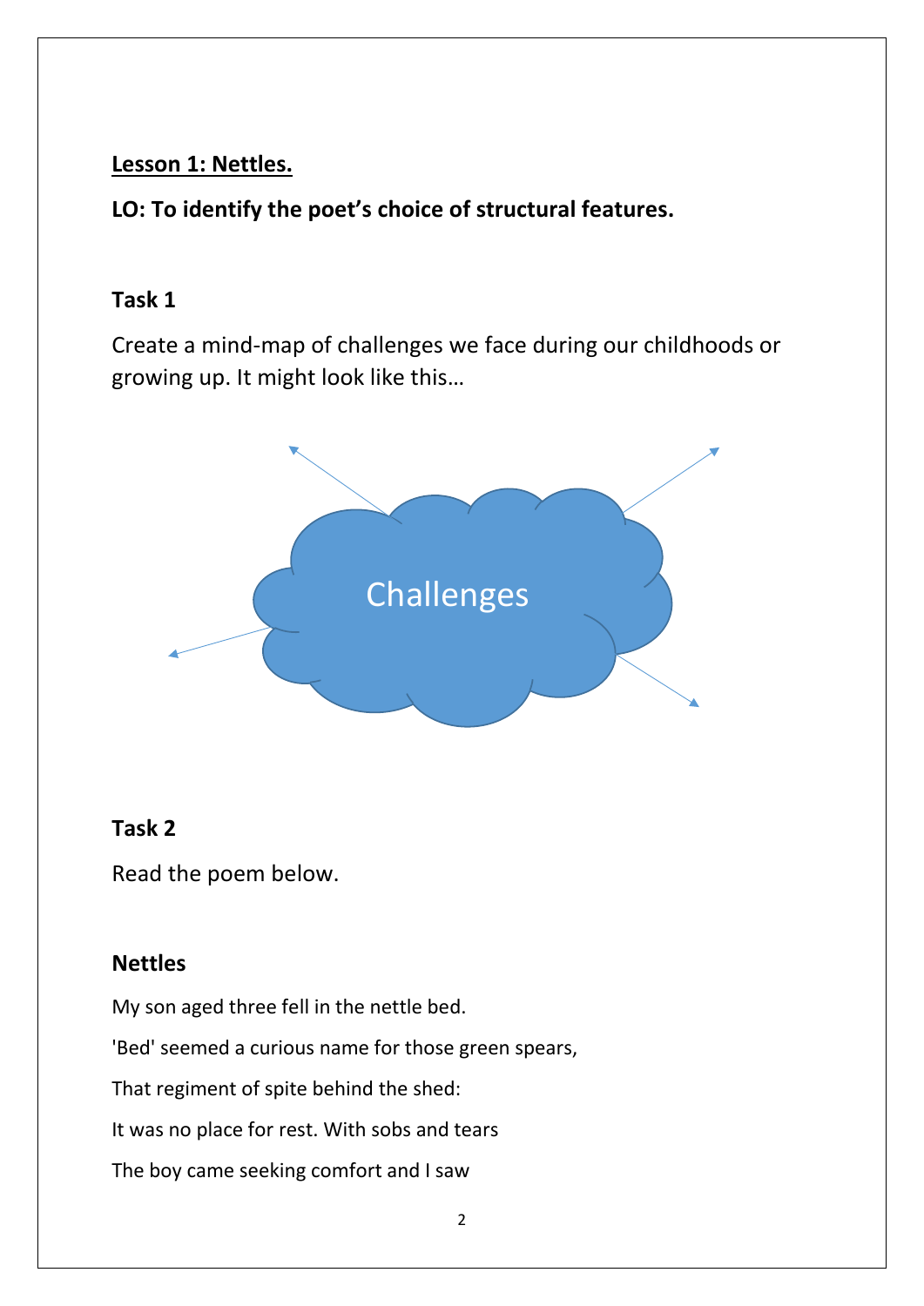**Lesson 1: Nettles.**

**LO: To identify the poet's choice of structural features.**

**Task 1**

Create a mind-map of challenges we face during our childhoods or growing up. It might look like this…

Challenges

**Task 2**

Read the poem below.

**Nettles**

My son aged three fell in the nettle bed.

'Bed' seemed a curious name for those green spears,

That regiment of spite behind the shed:

It was no place for rest. With sobs and tears

The boy came seeking comfort and I saw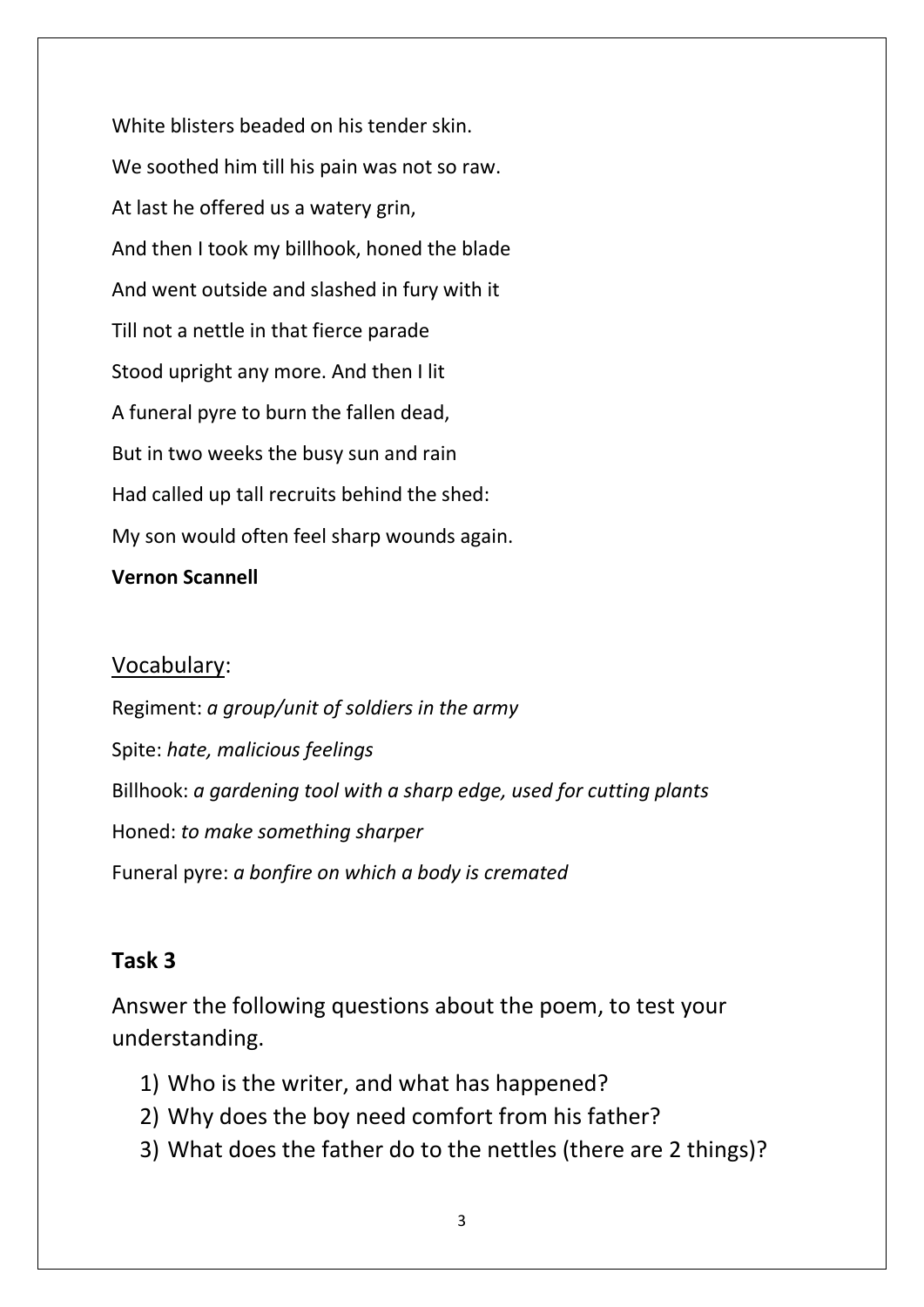White blisters beaded on his tender skin.

We soothed him till his pain was not so raw.

At last he offered us a watery grin,

And then I took my billhook, honed the blade

And went outside and slashed in fury with it

Till not a nettle in that fierce parade

Stood upright any more. And then I lit

A funeral pyre to burn the fallen dead,

But in two weeks the busy sun and rain

Had called up tall recruits behind the shed:

My son would often feel sharp wounds again.

**Vernon Scannell**

## Vocabulary:

Regiment: *a group/unit of soldiers in the army*

Spite: *hate, malicious feelings*

Billhook: *a gardening tool with a sharp edge, used for cutting plants*

Honed: *to make something sharper*

Funeral pyre: *a bonfire on which a body is cremated*

## Task 3

Answer the following questions about the poem, to test your understanding.

1) Who is the writer, and what has happened?
2) Why does the boy need comfort from his father?
3) What does the father do to the nettles (there are 2 things)?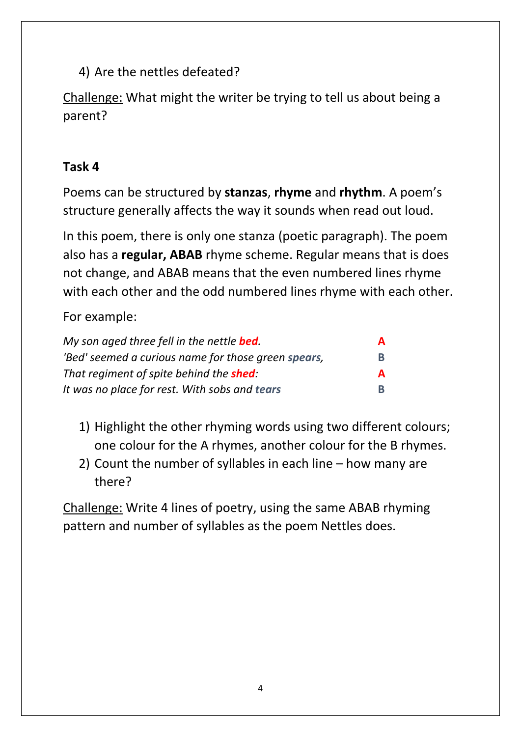4) Are the nettles defeated?

Challenge: What might the writer be trying to tell us about being a parent?

**Task 4**

Poems can be structured by **stanzas**, **rhyme** and **rhythm**. A poem's structure generally affects the way it sounds when read out loud.

In this poem, there is only one stanza (poetic paragraph). The poem also has a **regular, ABAB** rhyme scheme. Regular means that is does not change, and ABAB means that the even numbered lines rhyme with each other and the odd numbered lines rhyme with each other.

For example:

| | |
|---|---|
| *My son aged three fell in the nettle **bed**.* | **A** |
| *'Bed' seemed a curious name for those green **spears**,* | **B** |
| *That regiment of spite behind the **shed**:* | **A** |
| *It was no place for rest. With sobs and **tears*** | **B** |

1) Highlight the other rhyming words using two different colours; one colour for the A rhymes, another colour for the B rhymes.
2) Count the number of syllables in each line – how many are there?

Challenge: Write 4 lines of poetry, using the same ABAB rhyming pattern and number of syllables as the poem Nettles does.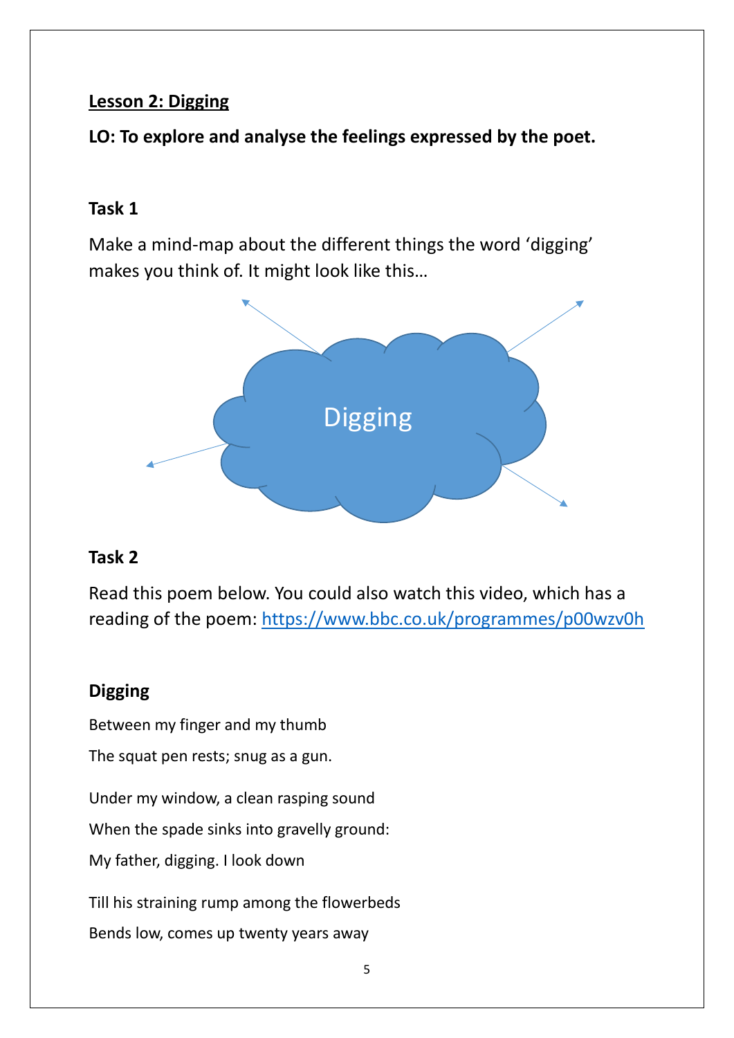## Lesson 2: Digging

**LO: To explore and analyse the feelings expressed by the poet.**

### Task 1

Make a mind-map about the different things the word 'digging' makes you think of. It might look like this…

Digging

### Task 2

Read this poem below. You could also watch this video, which has a reading of the poem: https://www.bbc.co.uk/programmes/p00wzv0h

### Digging

Between my finger and my thumb

The squat pen rests; snug as a gun.

Under my window, a clean rasping sound

When the spade sinks into gravelly ground:

My father, digging. I look down

Till his straining rump among the flowerbeds

Bends low, comes up twenty years away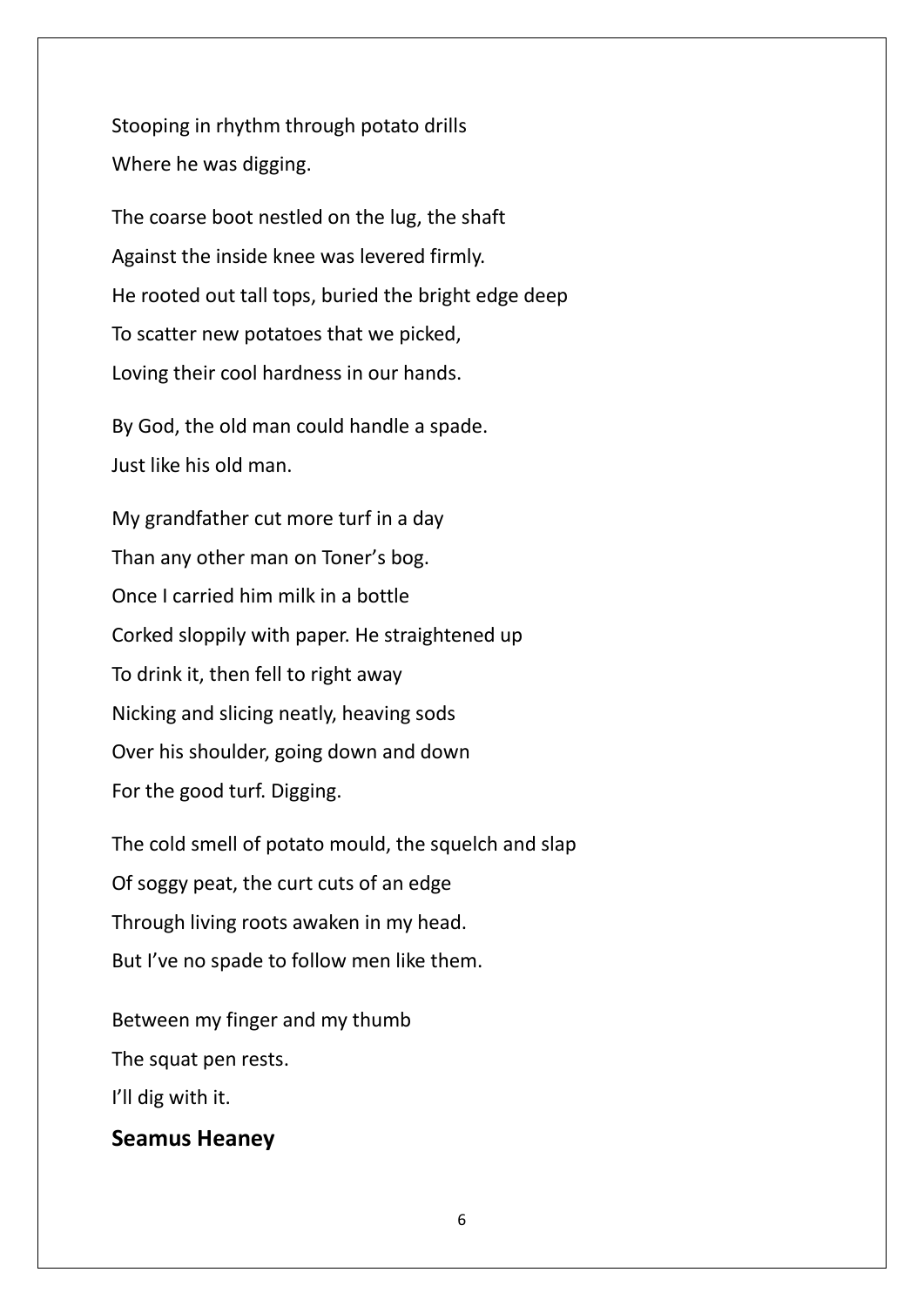Stooping in rhythm through potato drills
Where he was digging.

The coarse boot nestled on the lug, the shaft
Against the inside knee was levered firmly.
He rooted out tall tops, buried the bright edge deep
To scatter new potatoes that we picked,
Loving their cool hardness in our hands.

By God, the old man could handle a spade.
Just like his old man.

My grandfather cut more turf in a day
Than any other man on Toner's bog.
Once I carried him milk in a bottle
Corked sloppily with paper. He straightened up
To drink it, then fell to right away
Nicking and slicing neatly, heaving sods
Over his shoulder, going down and down
For the good turf. Digging.

The cold smell of potato mould, the squelch and slap
Of soggy peat, the curt cuts of an edge
Through living roots awaken in my head.
But I've no spade to follow men like them.

Between my finger and my thumb
The squat pen rests.
I'll dig with it.

**Seamus Heaney**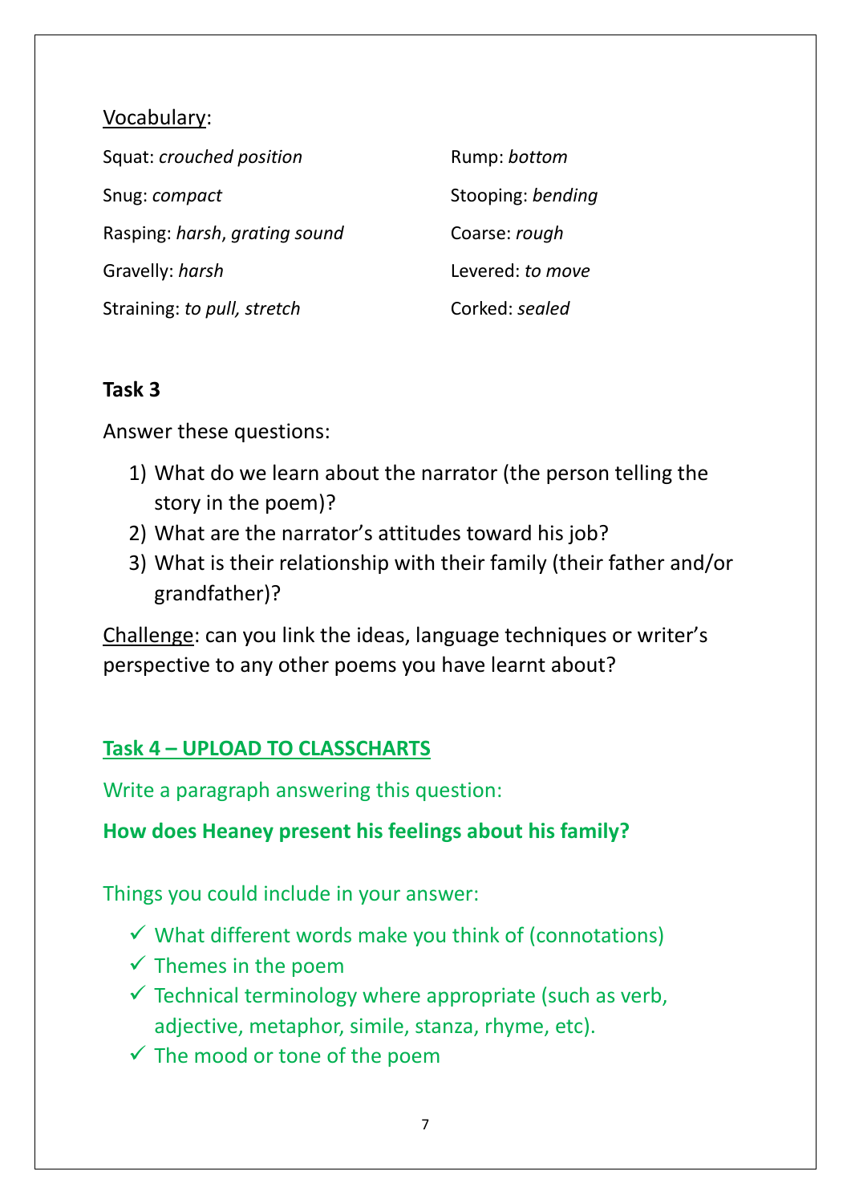<u>Vocabulary</u>:

Squat: *crouched position*

Snug: *compact*

Rasping: *harsh, grating sound*

Gravelly: *harsh*

Straining: *to pull, stretch*

Rump: *bottom*

Stooping: *bending*

Coarse: *rough*

Levered: *to move*

Corked: *sealed*

**Task 3**

Answer these questions:

1) What do we learn about the narrator (the person telling the story in the poem)?
2) What are the narrator's attitudes toward his job?
3) What is their relationship with their family (their father and/or grandfather)?

<u>Challenge</u>: can you link the ideas, language techniques or writer's perspective to any other poems you have learnt about?

**<u>Task 4 – UPLOAD TO CLASSCHARTS</u>**

Write a paragraph answering this question:

**How does Heaney present his feelings about his family?**

Things you could include in your answer:

- ✓ What different words make you think of (connotations)
- ✓ Themes in the poem
- ✓ Technical terminology where appropriate (such as verb, adjective, metaphor, simile, stanza, rhyme, etc).
- ✓ The mood or tone of the poem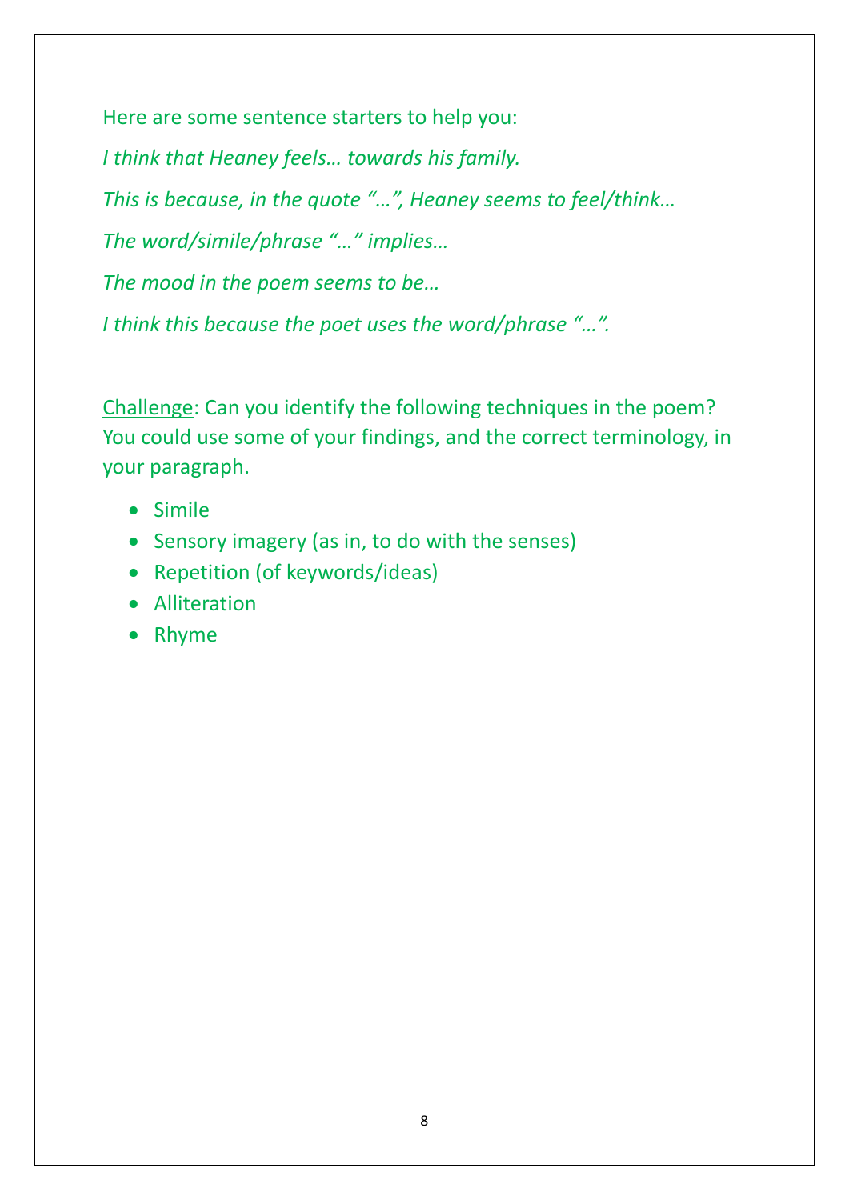Here are some sentence starters to help you:

*I think that Heaney feels… towards his family.*

*This is because, in the quote "…", Heaney seems to feel/think…*

*The word/simile/phrase "…" implies…*

*The mood in the poem seems to be…*

*I think this because the poet uses the word/phrase "…".*

<u>Challenge</u>: Can you identify the following techniques in the poem? You could use some of your findings, and the correct terminology, in your paragraph.

- Simile
- Sensory imagery (as in, to do with the senses)
- Repetition (of keywords/ideas)
- Alliteration
- Rhyme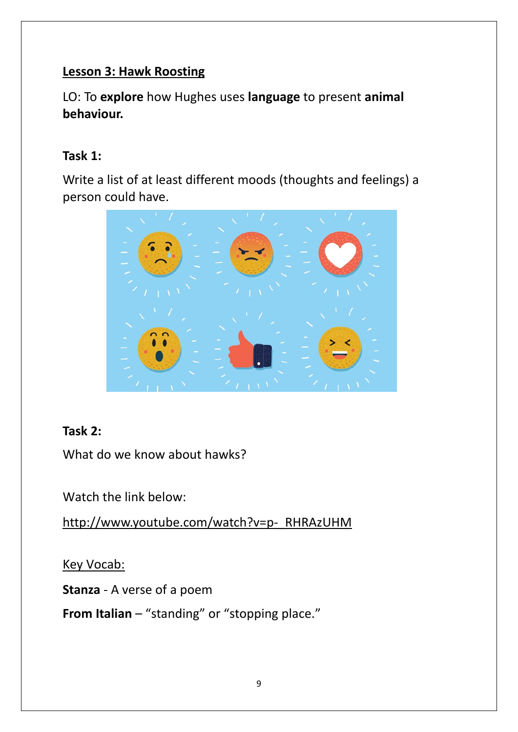**<u>Lesson 3: Hawk Roosting</u>**

LO: To **explore** how Hughes uses **language** to present **animal behaviour.**

**Task 1:**

Write a list of at least different moods (thoughts and feelings) a person could have.

**Task 2:**

What do we know about hawks?

Watch the link below:

<u>http://www.youtube.com/watch?v=p-_RHRAzUHM</u>

<u>Key Vocab:</u>

**Stanza** - A verse of a poem

**From Italian** – "standing" or "stopping place."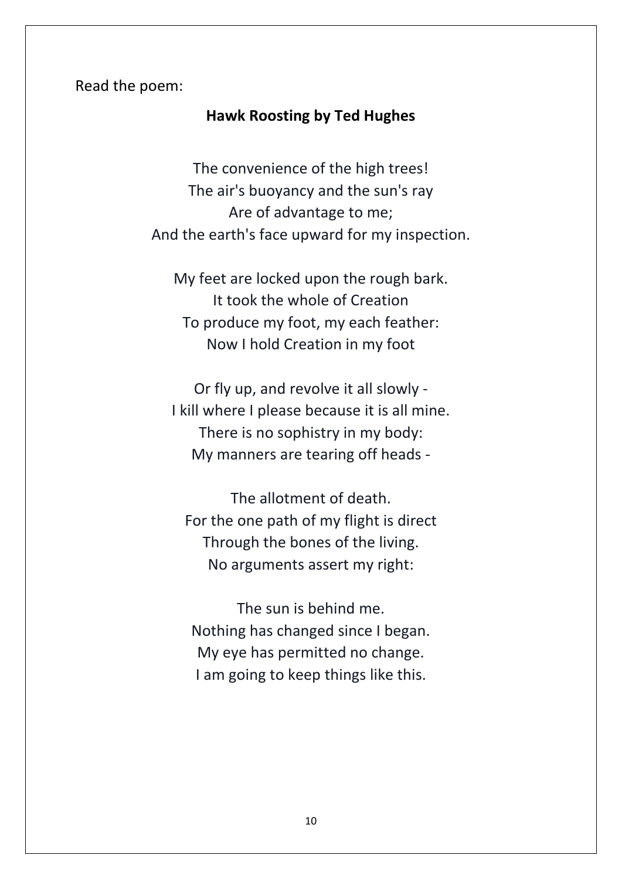Read the poem:

**Hawk Roosting by Ted Hughes**

The convenience of the high trees!  
The air's buoyancy and the sun's ray  
Are of advantage to me;  
And the earth's face upward for my inspection.

My feet are locked upon the rough bark.  
It took the whole of Creation  
To produce my foot, my each feather:  
Now I hold Creation in my foot

Or fly up, and revolve it all slowly -  
I kill where I please because it is all mine.  
There is no sophistry in my body:  
My manners are tearing off heads -

The allotment of death.  
For the one path of my flight is direct  
Through the bones of the living.  
No arguments assert my right:

The sun is behind me.  
Nothing has changed since I began.  
My eye has permitted no change.  
I am going to keep things like this.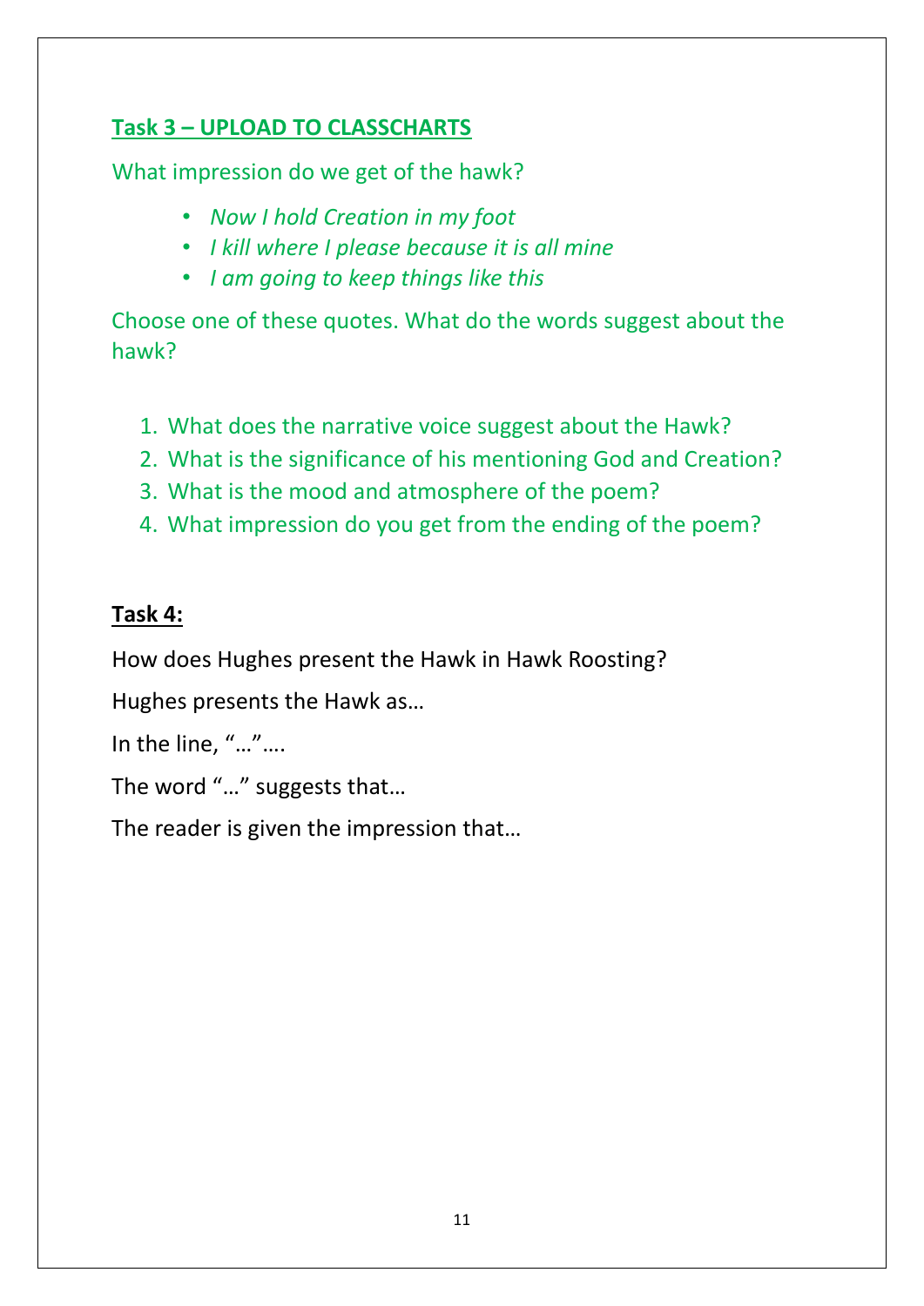**Task 3 – UPLOAD TO CLASSCHARTS**

What impression do we get of the hawk?

- *Now I hold Creation in my foot*
- *I kill where I please because it is all mine*
- *I am going to keep things like this*

Choose one of these quotes. What do the words suggest about the hawk?

1. What does the narrative voice suggest about the Hawk?
2. What is the significance of his mentioning God and Creation?
3. What is the mood and atmosphere of the poem?
4. What impression do you get from the ending of the poem?

**Task 4:**

How does Hughes present the Hawk in Hawk Roosting?

Hughes presents the Hawk as…

In the line, "…"….

The word "…" suggests that…

The reader is given the impression that…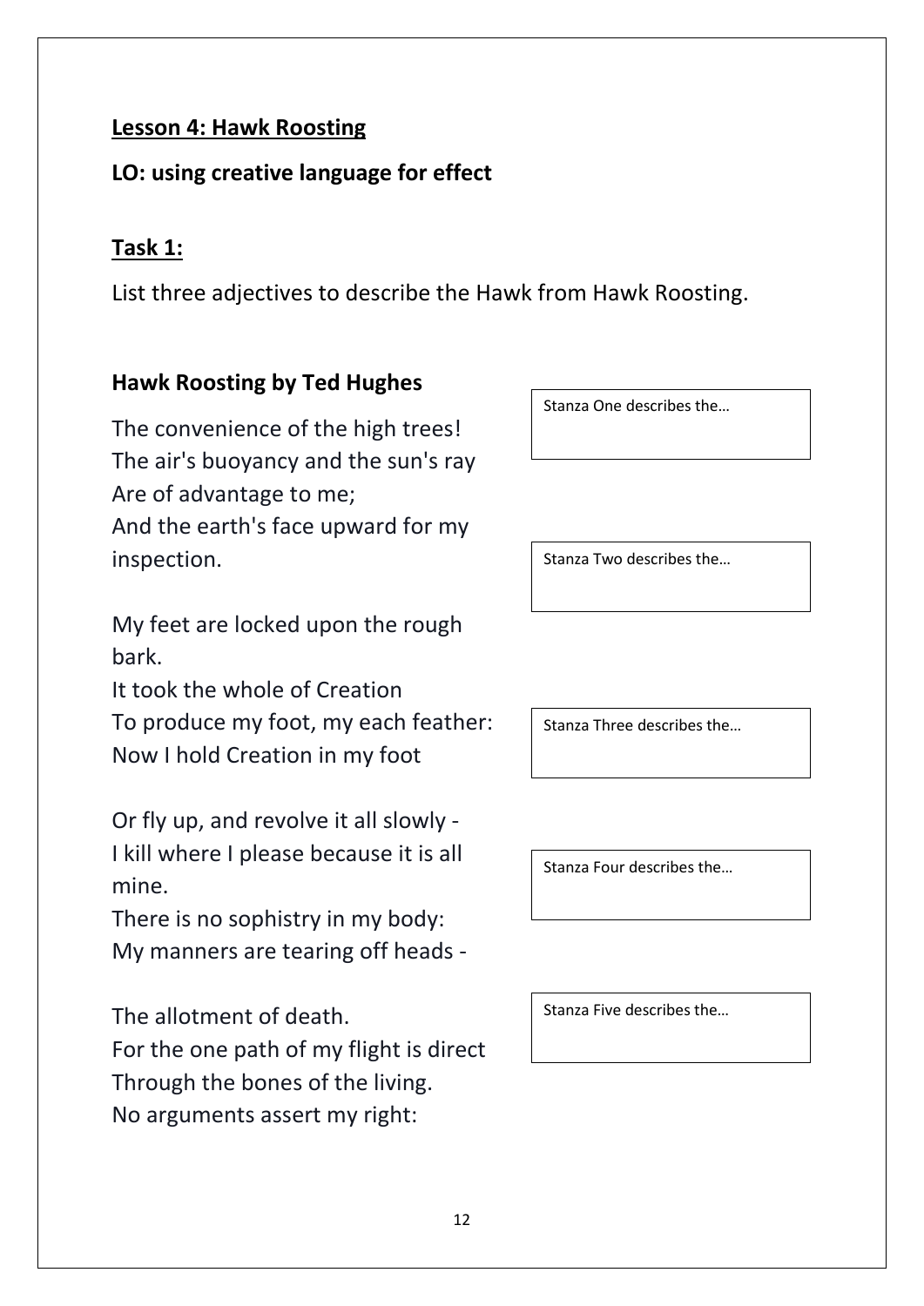**Lesson 4: Hawk Roosting**

**LO: using creative language for effect**

**Task 1:**

List three adjectives to describe the Hawk from Hawk Roosting.

**Hawk Roosting by Ted Hughes**

The convenience of the high trees!
The air's buoyancy and the sun's ray
Are of advantage to me;
And the earth's face upward for my inspection.

My feet are locked upon the rough bark.
It took the whole of Creation
To produce my foot, my each feather:
Now I hold Creation in my foot

Or fly up, and revolve it all slowly -
I kill where I please because it is all mine.
There is no sophistry in my body:
My manners are tearing off heads -

The allotment of death.
For the one path of my flight is direct
Through the bones of the living.
No arguments assert my right:

Stanza One describes the…

Stanza Two describes the…

Stanza Three describes the…

Stanza Four describes the…

Stanza Five describes the…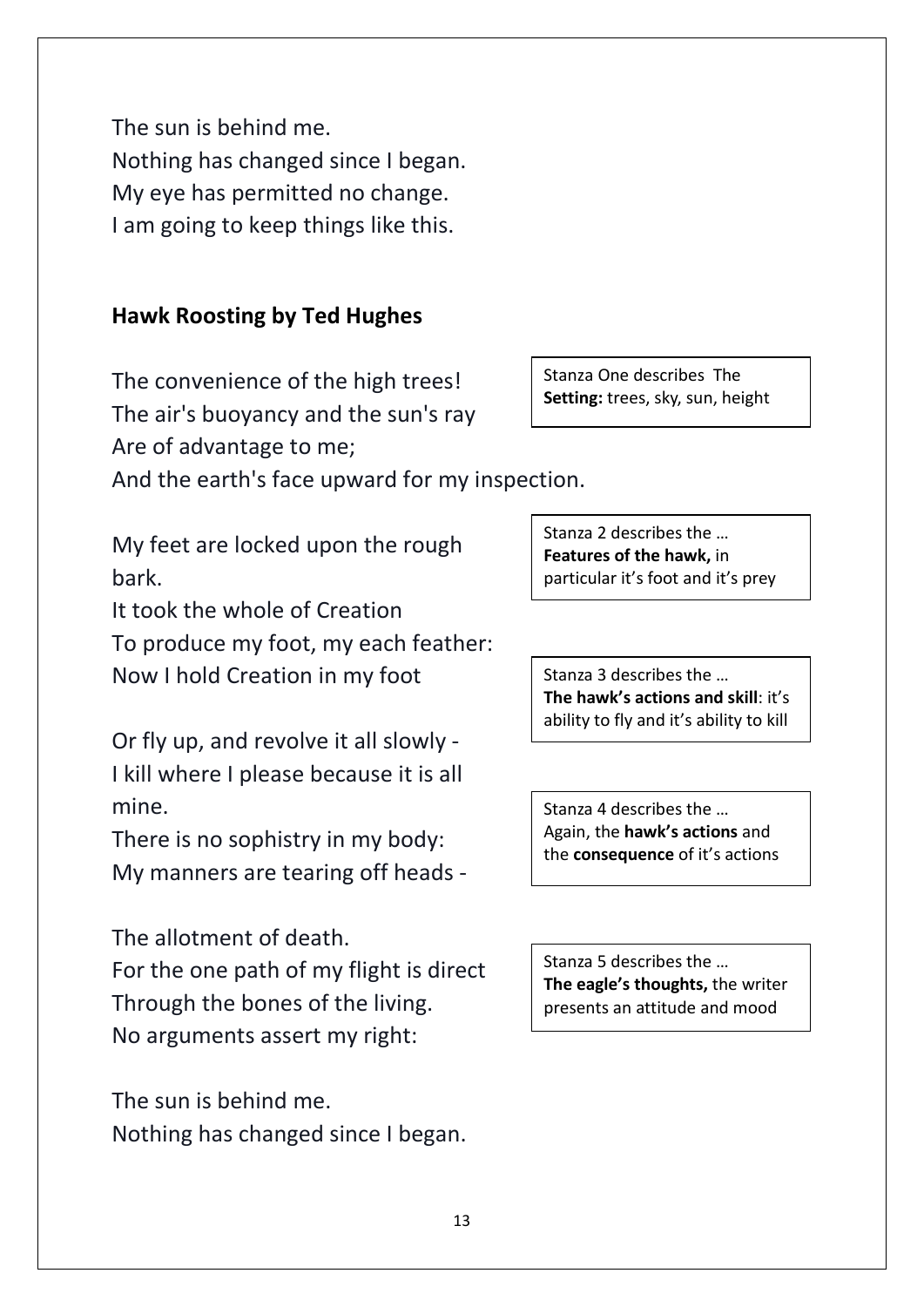The sun is behind me.
Nothing has changed since I began.
My eye has permitted no change.
I am going to keep things like this.

**Hawk Roosting by Ted Hughes**

The convenience of the high trees!
The air's buoyancy and the sun's ray
Are of advantage to me;
And the earth's face upward for my inspection.

> Stanza One describes The **Setting:** trees, sky, sun, height

My feet are locked upon the rough bark.
It took the whole of Creation
To produce my foot, my each feather:
Now I hold Creation in my foot

> Stanza 2 describes the … **Features of the hawk,** in particular it's foot and it's prey

> Stanza 3 describes the … **The hawk's actions and skill**: it's ability to fly and it's ability to kill

Or fly up, and revolve it all slowly -
I kill where I please because it is all mine.
There is no sophistry in my body:
My manners are tearing off heads -

> Stanza 4 describes the … Again, the **hawk's actions** and the **consequence** of it's actions

The allotment of death.
For the one path of my flight is direct
Through the bones of the living.
No arguments assert my right:

> Stanza 5 describes the … **The eagle's thoughts,** the writer presents an attitude and mood

The sun is behind me.
Nothing has changed since I began.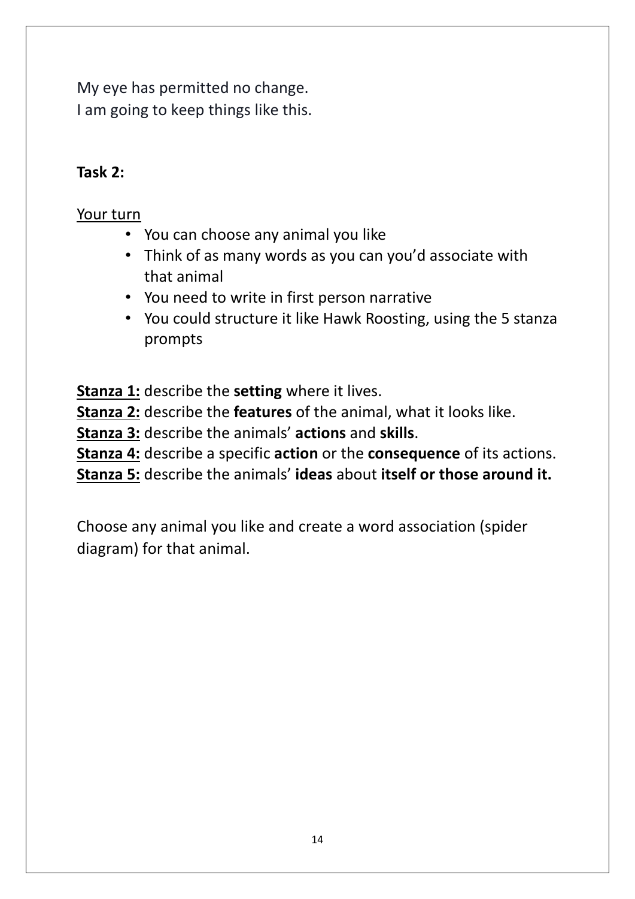My eye has permitted no change.
I am going to keep things like this.

**Task 2:**

Your turn

- You can choose any animal you like
- Think of as many words as you can you'd associate with that animal
- You need to write in first person narrative
- You could structure it like Hawk Roosting, using the 5 stanza prompts

**Stanza 1:** describe the **setting** where it lives.
**Stanza 2:** describe the **features** of the animal, what it looks like.
**Stanza 3:** describe the animals' **actions** and **skills**.
**Stanza 4:** describe a specific **action** or the **consequence** of its actions.
**Stanza 5:** describe the animals' **ideas** about **itself or those around it.**

Choose any animal you like and create a word association (spider diagram) for that animal.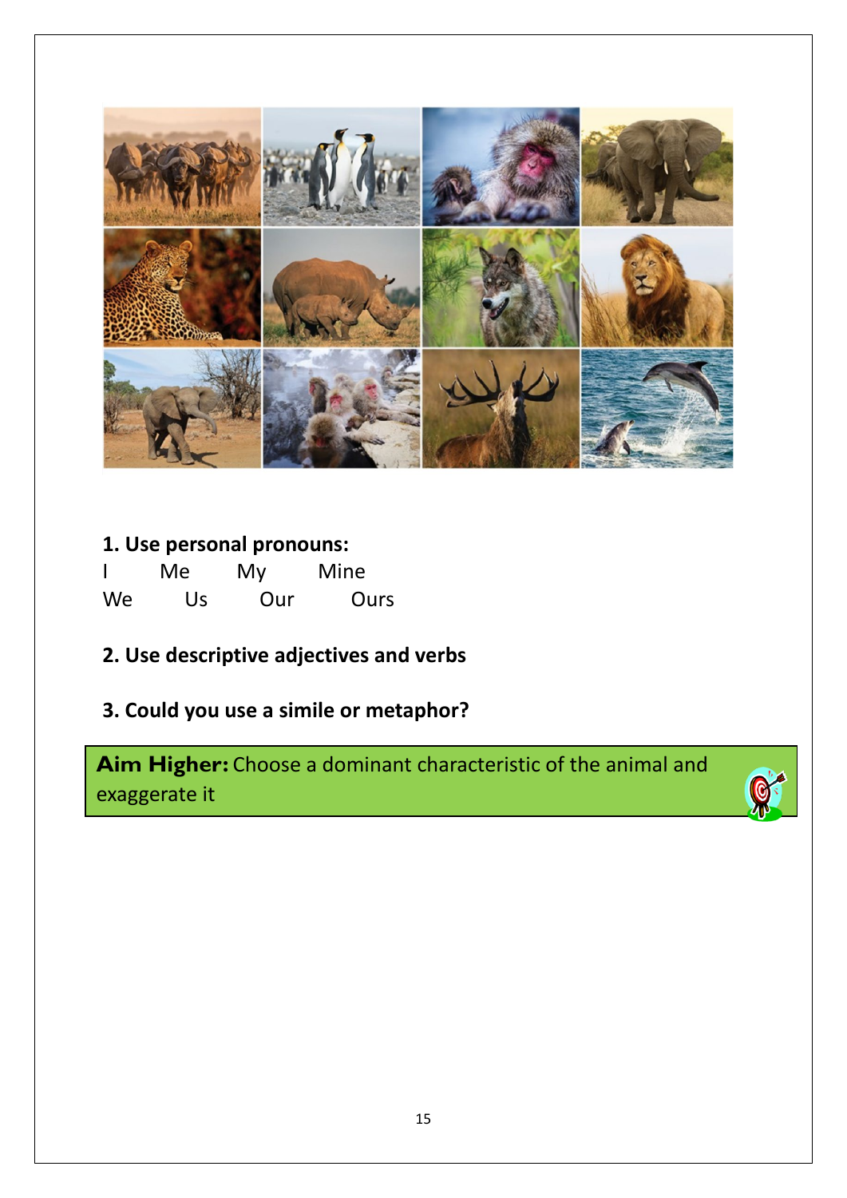**1. Use personal pronouns:**

I Me My Mine

We Us Our Ours

**2. Use descriptive adjectives and verbs**

**3. Could you use a simile or metaphor?**

**Aim Higher:** Choose a dominant characteristic of the animal and exaggerate it